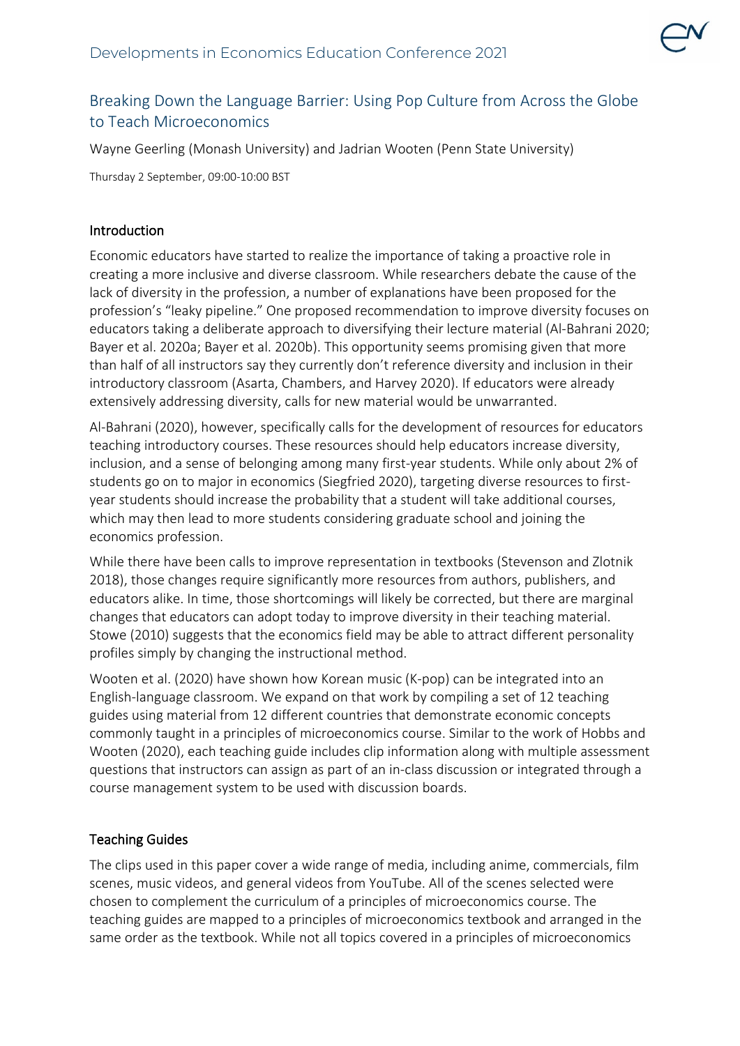# Breaking Down the Language Barrier: Using Pop Culture from Across the Globe to Teach Microeconomics

Wayne Geerling (Monash University) and Jadrian Wooten (Penn State University)

Thursday 2 September, 09:00-10:00 BST

## Introduction

Economic educators have started to realize the importance of taking a proactive role in creating a more inclusive and diverse classroom. While researchers debate the cause of the lack of diversity in the profession, a number of explanations have been proposed for the profession's "leaky pipeline." One proposed recommendation to improve diversity focuses on educators taking a deliberate approach to diversifying their lecture material (Al-Bahrani 2020; Bayer et al. 2020a; Bayer et al. 2020b). This opportunity seems promising given that more than half of all instructors say they currently don't reference diversity and inclusion in their introductory classroom (Asarta, Chambers, and Harvey 2020). If educators were already extensively addressing diversity, calls for new material would be unwarranted.

Al-Bahrani (2020), however, specifically calls for the development of resources for educators teaching introductory courses. These resources should help educators increase diversity, inclusion, and a sense of belonging among many first-year students. While only about 2% of students go on to major in economics (Siegfried 2020), targeting diverse resources to first-year students should increase the probability that a student will take additional courses, which may then lead to more students considering graduate school and joining the economics profession.

While there have been calls to improve representation in textbooks (Stevenson and Zlotnik 2018), those changes require significantly more resources from authors, publishers, and educators alike. In time, those shortcomings will likely be corrected, but there are marginal changes that educators can adopt today to improve diversity in their teaching material. Stowe (2010) suggests that the economics field may be able to attract different personality profiles simply by changing the instructional method.

Wooten et al. (2020) have shown how Korean music (K-pop) can be integrated into an English-language classroom. We expand on that work by compiling a set of 12 teaching guides using material from 12 different countries that demonstrate economic concepts commonly taught in a principles of microeconomics course. Similar to the work of Hobbs and Wooten (2020), each teaching guide includes clip information along with multiple assessment questions that instructors can assign as part of an in-class discussion or integrated through a course management system to be used with discussion boards.

## Teaching Guides

The clips used in this paper cover a wide range of media, including anime, commercials, film scenes, music videos, and general videos from YouTube. All of the scenes selected were chosen to complement the curriculum of a principles of microeconomics course. The teaching guides are mapped to a principles of microeconomics textbook and arranged in the same order as the textbook. While not all topics covered in a principles of microeconomics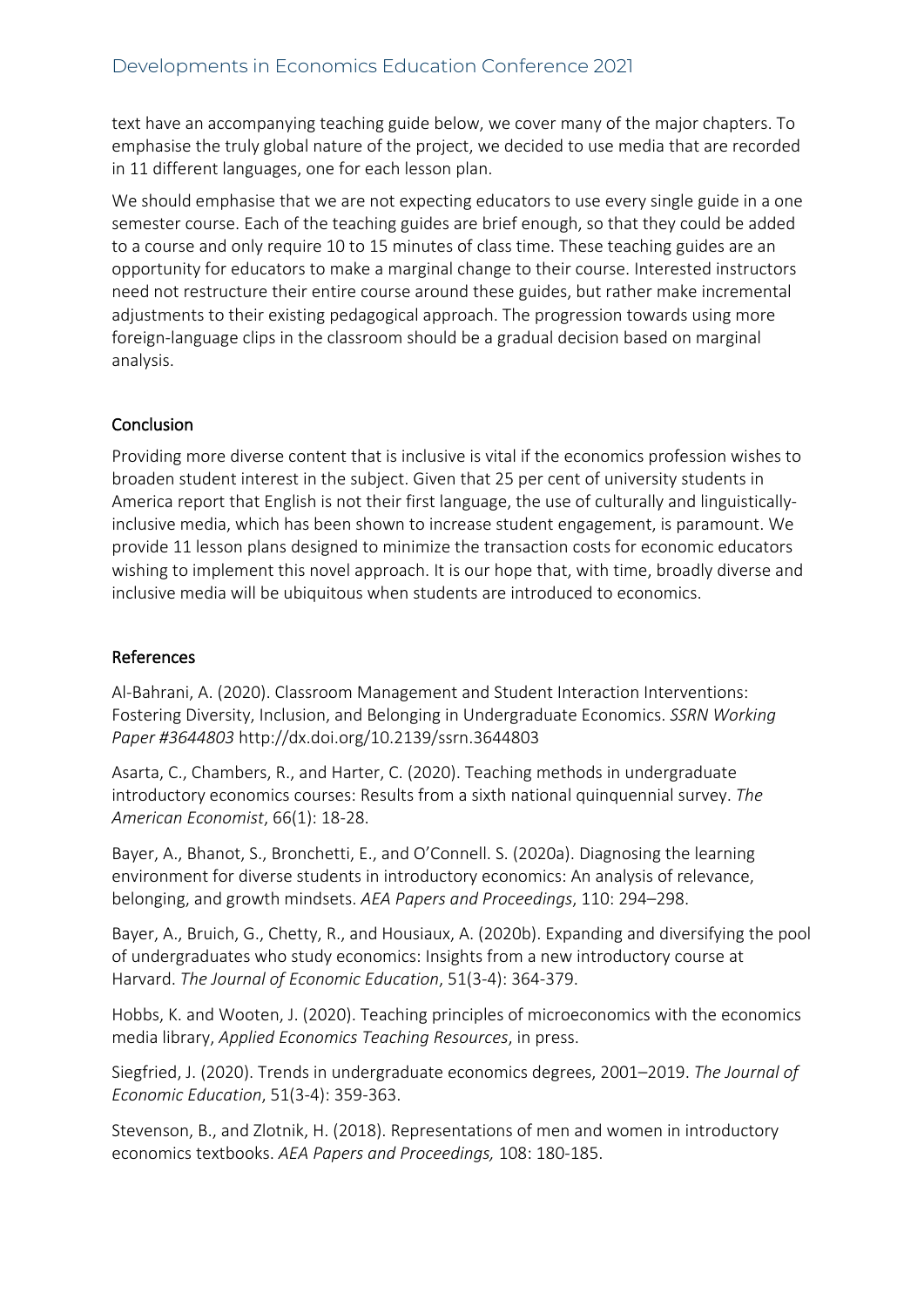text have an accompanying teaching guide below, we cover many of the major chapters. To emphasise the truly global nature of the project, we decided to use media that are recorded in 11 different languages, one for each lesson plan.

We should emphasise that we are not expecting educators to use every single guide in a one semester course. Each of the teaching guides are brief enough, so that they could be added to a course and only require 10 to 15 minutes of class time. These teaching guides are an opportunity for educators to make a marginal change to their course. Interested instructors need not restructure their entire course around these guides, but rather make incremental adjustments to their existing pedagogical approach. The progression towards using more foreign-language clips in the classroom should be a gradual decision based on marginal analysis.

## Conclusion

Providing more diverse content that is inclusive is vital if the economics profession wishes to broaden student interest in the subject. Given that 25 per cent of university students in America report that English is not their first language, the use of culturally and linguistically-inclusive media, which has been shown to increase student engagement, is paramount. We provide 11 lesson plans designed to minimize the transaction costs for economic educators wishing to implement this novel approach. It is our hope that, with time, broadly diverse and inclusive media will be ubiquitous when students are introduced to economics.

## References

Al-Bahrani, A. (2020). Classroom Management and Student Interaction Interventions: Fostering Diversity, Inclusion, and Belonging in Undergraduate Economics. *SSRN Working Paper #3644803* http://dx.doi.org/10.2139/ssrn.3644803

Asarta, C., Chambers, R., and Harter, C. (2020). Teaching methods in undergraduate introductory economics courses: Results from a sixth national quinquennial survey. *The American Economist*, 66(1): 18-28.

Bayer, A., Bhanot, S., Bronchetti, E., and O'Connell. S. (2020a). Diagnosing the learning environment for diverse students in introductory economics: An analysis of relevance, belonging, and growth mindsets. *AEA Papers and Proceedings*, 110: 294–298.

Bayer, A., Bruich, G., Chetty, R., and Housiaux, A. (2020b). Expanding and diversifying the pool of undergraduates who study economics: Insights from a new introductory course at Harvard. *The Journal of Economic Education*, 51(3-4): 364-379.

Hobbs, K. and Wooten, J. (2020). Teaching principles of microeconomics with the economics media library, *Applied Economics Teaching Resources*, in press.

Siegfried, J. (2020). Trends in undergraduate economics degrees, 2001–2019. *The Journal of Economic Education*, 51(3-4): 359-363.

Stevenson, B., and Zlotnik, H. (2018). Representations of men and women in introductory economics textbooks. *AEA Papers and Proceedings,* 108: 180-185.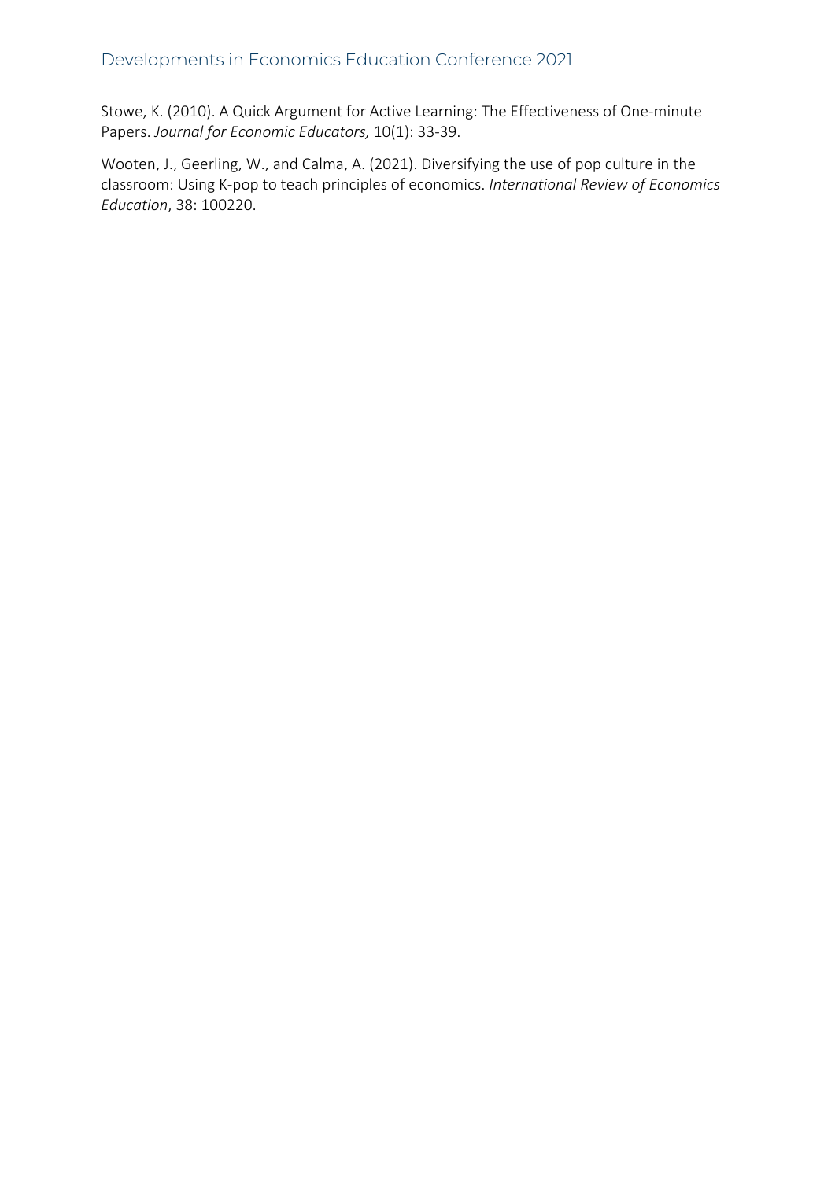Stowe, K. (2010). A Quick Argument for Active Learning: The Effectiveness of One-minute Papers. *Journal for Economic Educators,* 10(1): 33-39.

Wooten, J., Geerling, W., and Calma, A. (2021). Diversifying the use of pop culture in the classroom: Using K-pop to teach principles of economics. *International Review of Economics Education*, 38: 100220.